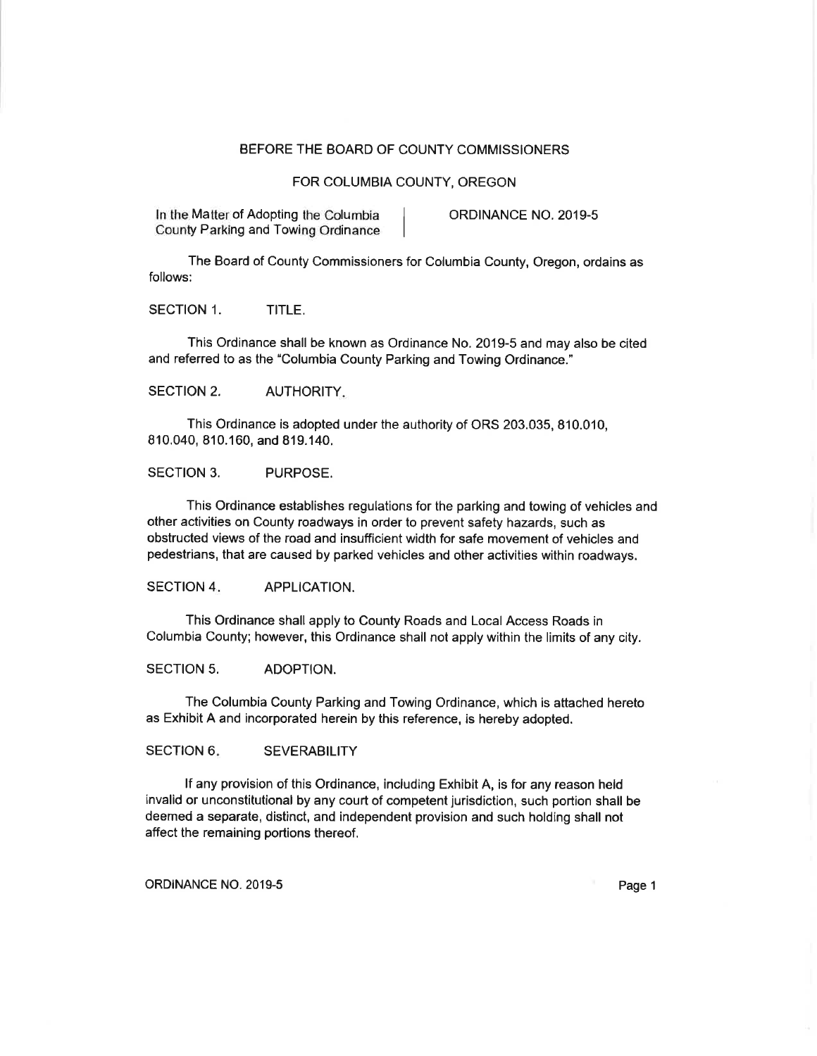BEFORE THE BOARD OF COUNTY COMMISSIONERS

FOR COLUMBIA COUNTY, OREGON

| | |
|---|---|
| In the Matter of Adopting the Columbia County Parking and Towing Ordinance | ORDINANCE NO. 2019-5 |

The Board of County Commissioners for Columbia County, Oregon, ordains as follows:

SECTION 1. TITLE.

This Ordinance shall be known as Ordinance No. 2019-5 and may also be cited and referred to as the "Columbia County Parking and Towing Ordinance."

SECTION 2. AUTHORITY.

This Ordinance is adopted under the authority of ORS 203.035, 810.010, 810.040, 810.160, and 819.140.

SECTION 3. PURPOSE.

This Ordinance establishes regulations for the parking and towing of vehicles and other activities on County roadways in order to prevent safety hazards, such as obstructed views of the road and insufficient width for safe movement of vehicles and pedestrians, that are caused by parked vehicles and other activities within roadways.

SECTION 4. APPLICATION.

This Ordinance shall apply to County Roads and Local Access Roads in Columbia County; however, this Ordinance shall not apply within the limits of any city.

SECTION 5. ADOPTION.

The Columbia County Parking and Towing Ordinance, which is attached hereto as Exhibit A and incorporated herein by this reference, is hereby adopted.

SECTION 6. SEVERABILITY

If any provision of this Ordinance, including Exhibit A, is for any reason held invalid or unconstitutional by any court of competent jurisdiction, such portion shall be deemed a separate, distinct, and independent provision and such holding shall not affect the remaining portions thereof.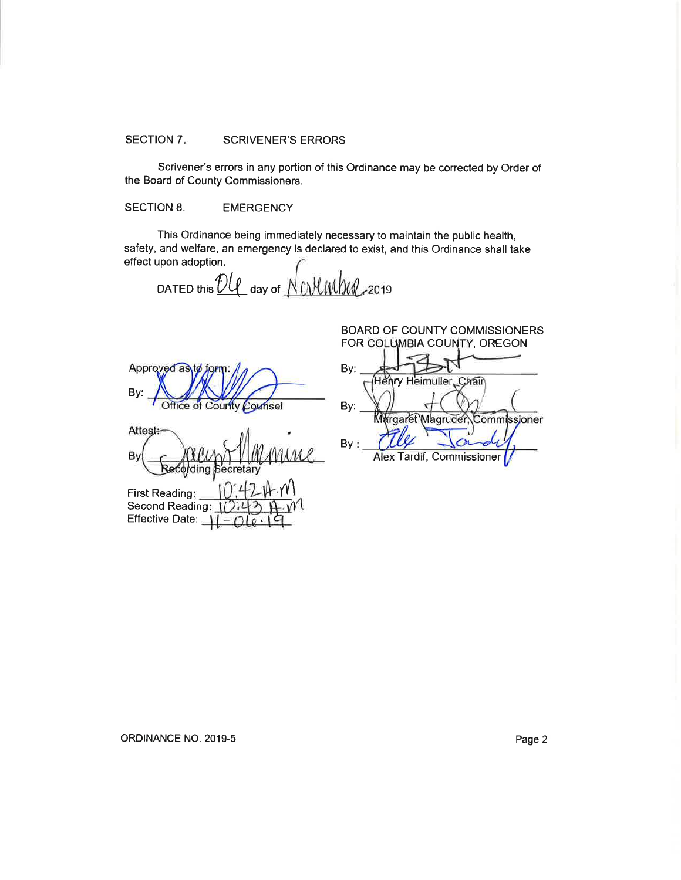## SECTION 7. SCRIVENER'S ERRORS

Scrivener's errors in any portion of this Ordinance may be corrected by Order of the Board of County Commissioners.

## SECTION 8. EMERGENCY

This Ordinance being immediately necessary to maintain the public health, safety, and welfare, an emergency is declared to exist, and this Ordinance shall take effect upon adoption.

DATED this 06 day of November, 2019

BOARD OF COUNTY COMMISSIONERS FOR COLUMBIA COUNTY, OREGON

By: ______________________
Henry Heimuller, Chair

By: ______________________
Margaret Magruder, Commissioner

By: ______________________
Alex Tardif, Commissioner

Approved as to form:

By: ______________________
Office of County Counsel

Attest:

By ______________________
Recording Secretary

First Reading: 10:42 A.M

Second Reading: 10:43 A.M

Effective Date: 11-06-19

ORDINANCE NO. 2019-5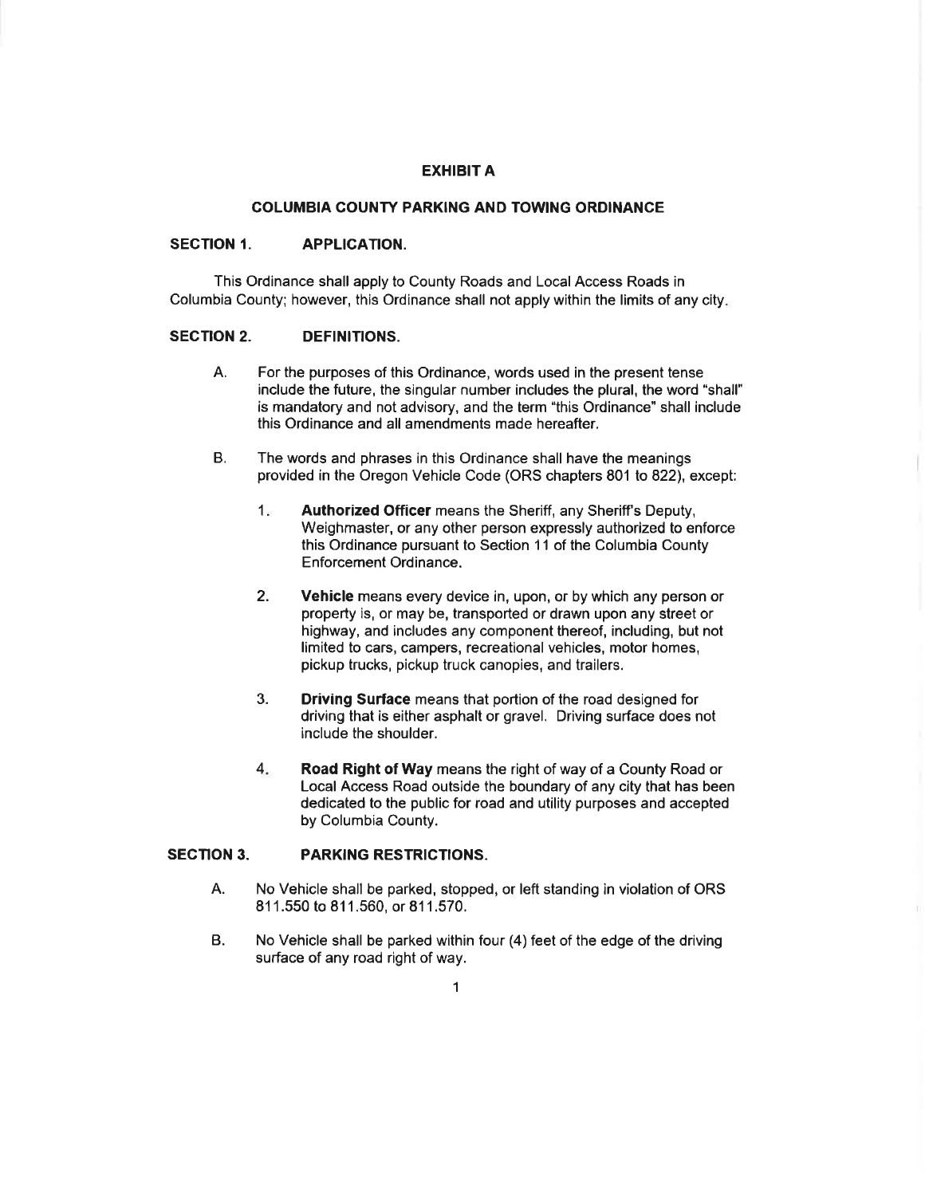# EXHIBIT A

## COLUMBIA COUNTY PARKING AND TOWING ORDINANCE

### SECTION 1. APPLICATION.

This Ordinance shall apply to County Roads and Local Access Roads in Columbia County; however, this Ordinance shall not apply within the limits of any city.

### SECTION 2. DEFINITIONS.

A. For the purposes of this Ordinance, words used in the present tense include the future, the singular number includes the plural, the word "shall" is mandatory and not advisory, and the term "this Ordinance" shall include this Ordinance and all amendments made hereafter.

B. The words and phrases in this Ordinance shall have the meanings provided in the Oregon Vehicle Code (ORS chapters 801 to 822), except:

1. **Authorized Officer** means the Sheriff, any Sheriff's Deputy, Weighmaster, or any other person expressly authorized to enforce this Ordinance pursuant to Section 11 of the Columbia County Enforcement Ordinance.

2. **Vehicle** means every device in, upon, or by which any person or property is, or may be, transported or drawn upon any street or highway, and includes any component thereof, including, but not limited to cars, campers, recreational vehicles, motor homes, pickup trucks, pickup truck canopies, and trailers.

3. **Driving Surface** means that portion of the road designed for driving that is either asphalt or gravel. Driving surface does not include the shoulder.

4. **Road Right of Way** means the right of way of a County Road or Local Access Road outside the boundary of any city that has been dedicated to the public for road and utility purposes and accepted by Columbia County.

### SECTION 3. PARKING RESTRICTIONS.

A. No Vehicle shall be parked, stopped, or left standing in violation of ORS 811.550 to 811.560, or 811.570.

B. No Vehicle shall be parked within four (4) feet of the edge of the driving surface of any road right of way.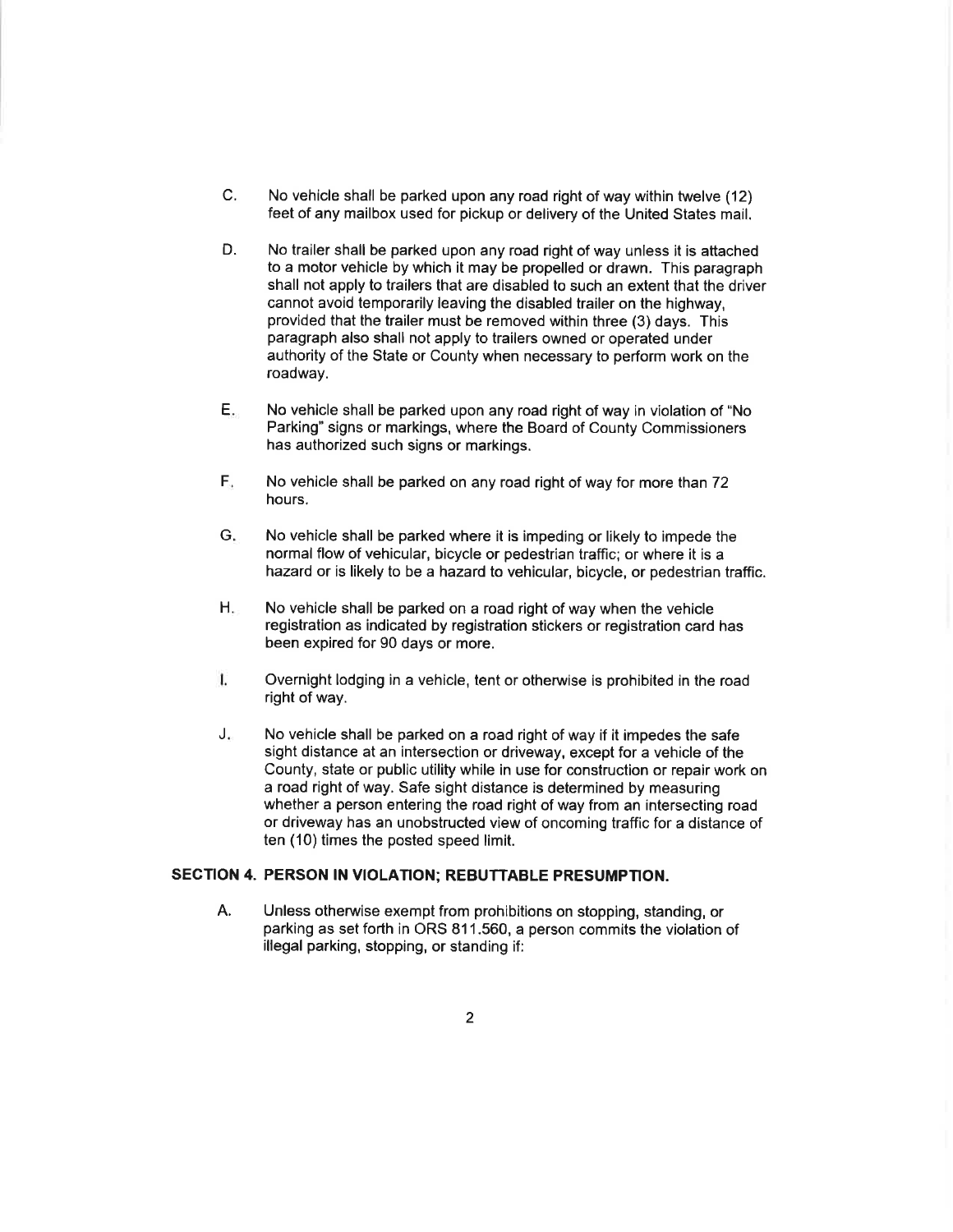C. No vehicle shall be parked upon any road right of way within twelve (12) feet of any mailbox used for pickup or delivery of the United States mail.

D. No trailer shall be parked upon any road right of way unless it is attached to a motor vehicle by which it may be propelled or drawn. This paragraph shall not apply to trailers that are disabled to such an extent that the driver cannot avoid temporarily leaving the disabled trailer on the highway, provided that the trailer must be removed within three (3) days. This paragraph also shall not apply to trailers owned or operated under authority of the State or County when necessary to perform work on the roadway.

E. No vehicle shall be parked upon any road right of way in violation of "No Parking" signs or markings, where the Board of County Commissioners has authorized such signs or markings.

F. No vehicle shall be parked on any road right of way for more than 72 hours.

G. No vehicle shall be parked where it is impeding or likely to impede the normal flow of vehicular, bicycle or pedestrian traffic; or where it is a hazard or is likely to be a hazard to vehicular, bicycle, or pedestrian traffic.

H. No vehicle shall be parked on a road right of way when the vehicle registration as indicated by registration stickers or registration card has been expired for 90 days or more.

I. Overnight lodging in a vehicle, tent or otherwise is prohibited in the road right of way.

J. No vehicle shall be parked on a road right of way if it impedes the safe sight distance at an intersection or driveway, except for a vehicle of the County, state or public utility while in use for construction or repair work on a road right of way. Safe sight distance is determined by measuring whether a person entering the road right of way from an intersecting road or driveway has an unobstructed view of oncoming traffic for a distance of ten (10) times the posted speed limit.

## SECTION 4. PERSON IN VIOLATION; REBUTTABLE PRESUMPTION.

A. Unless otherwise exempt from prohibitions on stopping, standing, or parking as set forth in ORS 811.560, a person commits the violation of illegal parking, stopping, or standing if: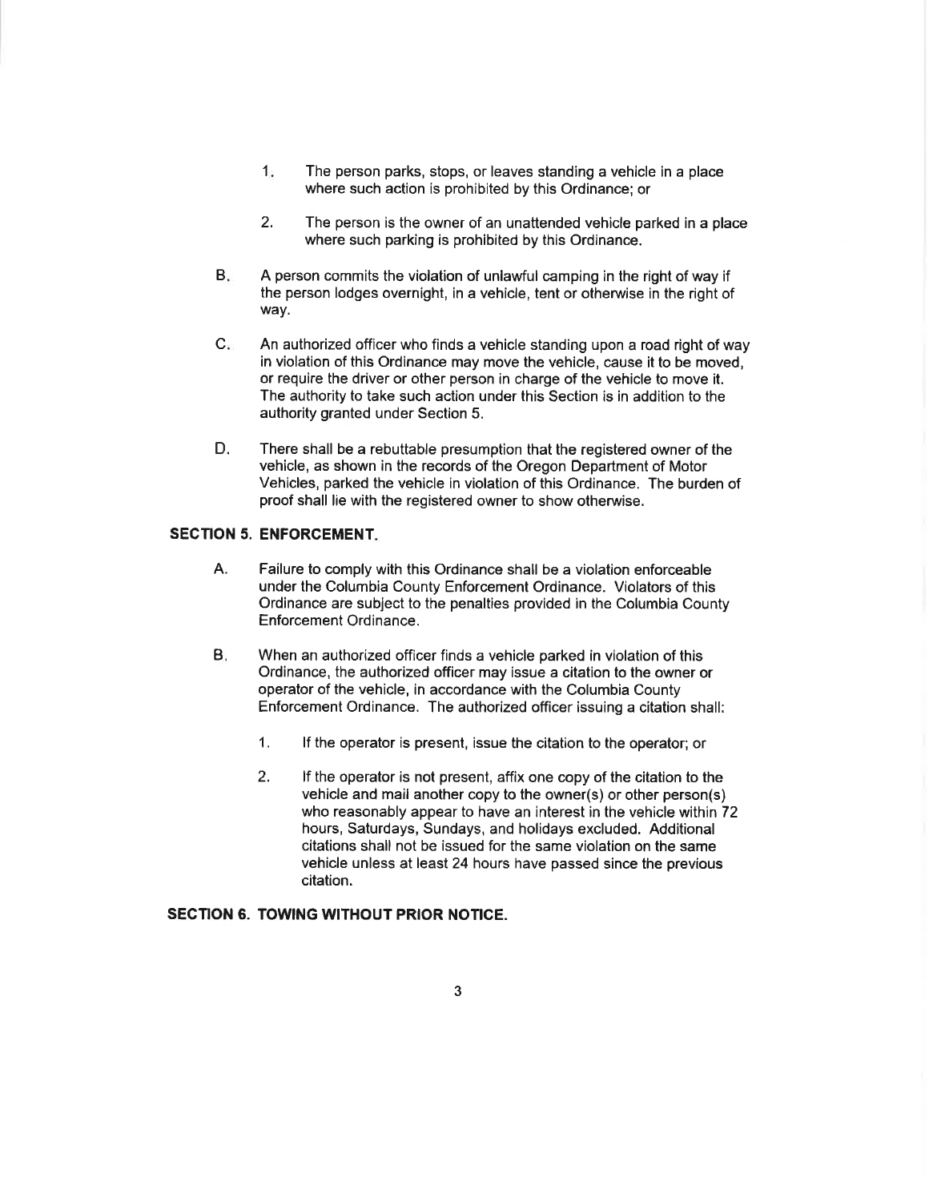1. The person parks, stops, or leaves standing a vehicle in a place where such action is prohibited by this Ordinance; or

2. The person is the owner of an unattended vehicle parked in a place where such parking is prohibited by this Ordinance.

B. A person commits the violation of unlawful camping in the right of way if the person lodges overnight, in a vehicle, tent or otherwise in the right of way.

C. An authorized officer who finds a vehicle standing upon a road right of way in violation of this Ordinance may move the vehicle, cause it to be moved, or require the driver or other person in charge of the vehicle to move it. The authority to take such action under this Section is in addition to the authority granted under Section 5.

D. There shall be a rebuttable presumption that the registered owner of the vehicle, as shown in the records of the Oregon Department of Motor Vehicles, parked the vehicle in violation of this Ordinance. The burden of proof shall lie with the registered owner to show otherwise.

**SECTION 5. ENFORCEMENT.**

A. Failure to comply with this Ordinance shall be a violation enforceable under the Columbia County Enforcement Ordinance. Violators of this Ordinance are subject to the penalties provided in the Columbia County Enforcement Ordinance.

B. When an authorized officer finds a vehicle parked in violation of this Ordinance, the authorized officer may issue a citation to the owner or operator of the vehicle, in accordance with the Columbia County Enforcement Ordinance. The authorized officer issuing a citation shall:

   1. If the operator is present, issue the citation to the operator; or

   2. If the operator is not present, affix one copy of the citation to the vehicle and mail another copy to the owner(s) or other person(s) who reasonably appear to have an interest in the vehicle within 72 hours, Saturdays, Sundays, and holidays excluded. Additional citations shall not be issued for the same violation on the same vehicle unless at least 24 hours have passed since the previous citation.

**SECTION 6. TOWING WITHOUT PRIOR NOTICE.**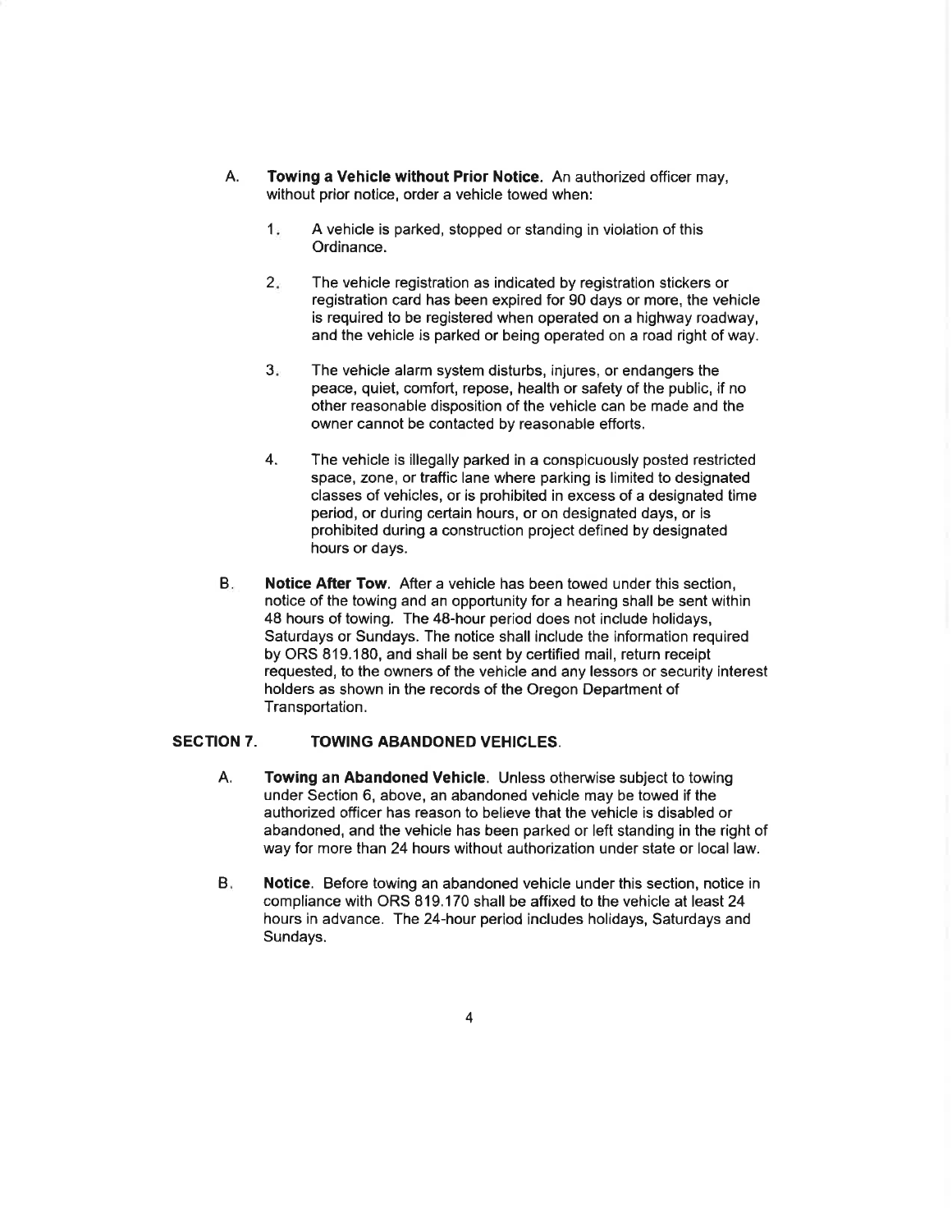A. **Towing a Vehicle without Prior Notice.** An authorized officer may, without prior notice, order a vehicle towed when:

1. A vehicle is parked, stopped or standing in violation of this Ordinance.

2. The vehicle registration as indicated by registration stickers or registration card has been expired for 90 days or more, the vehicle is required to be registered when operated on a highway roadway, and the vehicle is parked or being operated on a road right of way.

3. The vehicle alarm system disturbs, injures, or endangers the peace, quiet, comfort, repose, health or safety of the public, if no other reasonable disposition of the vehicle can be made and the owner cannot be contacted by reasonable efforts.

4. The vehicle is illegally parked in a conspicuously posted restricted space, zone, or traffic lane where parking is limited to designated classes of vehicles, or is prohibited in excess of a designated time period, or during certain hours, or on designated days, or is prohibited during a construction project defined by designated hours or days.

B. **Notice After Tow**. After a vehicle has been towed under this section, notice of the towing and an opportunity for a hearing shall be sent within 48 hours of towing. The 48-hour period does not include holidays, Saturdays or Sundays. The notice shall include the information required by ORS 819.180, and shall be sent by certified mail, return receipt requested, to the owners of the vehicle and any lessors or security interest holders as shown in the records of the Oregon Department of Transportation.

## SECTION 7. TOWING ABANDONED VEHICLES.

A. **Towing an Abandoned Vehicle**. Unless otherwise subject to towing under Section 6, above, an abandoned vehicle may be towed if the authorized officer has reason to believe that the vehicle is disabled or abandoned, and the vehicle has been parked or left standing in the right of way for more than 24 hours without authorization under state or local law.

B. **Notice**. Before towing an abandoned vehicle under this section, notice in compliance with ORS 819.170 shall be affixed to the vehicle at least 24 hours in advance. The 24-hour period includes holidays, Saturdays and Sundays.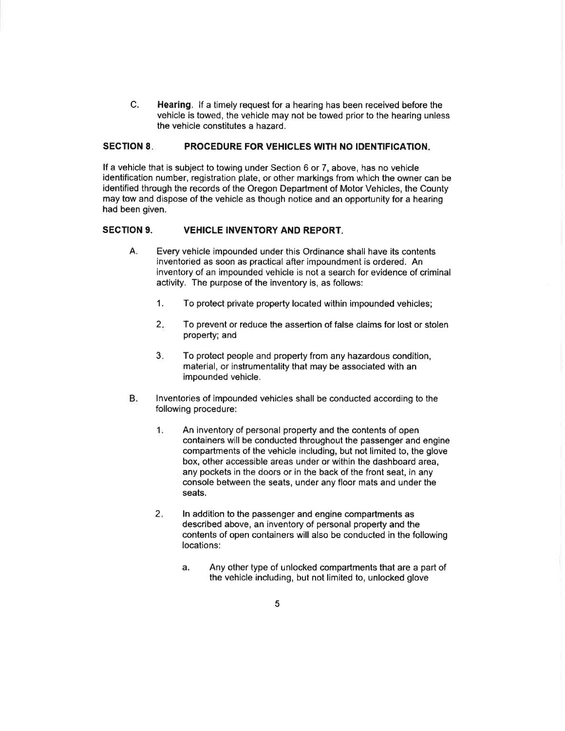C. **Hearing**. If a timely request for a hearing has been received before the vehicle is towed, the vehicle may not be towed prior to the hearing unless the vehicle constitutes a hazard.

## SECTION 8. PROCEDURE FOR VEHICLES WITH NO IDENTIFICATION.

If a vehicle that is subject to towing under Section 6 or 7, above, has no vehicle identification number, registration plate, or other markings from which the owner can be identified through the records of the Oregon Department of Motor Vehicles, the County may tow and dispose of the vehicle as though notice and an opportunity for a hearing had been given.

## SECTION 9. VEHICLE INVENTORY AND REPORT.

A. Every vehicle impounded under this Ordinance shall have its contents inventoried as soon as practical after impoundment is ordered. An inventory of an impounded vehicle is not a search for evidence of criminal activity. The purpose of the inventory is, as follows:

1. To protect private property located within impounded vehicles;

2. To prevent or reduce the assertion of false claims for lost or stolen property; and

3. To protect people and property from any hazardous condition, material, or instrumentality that may be associated with an impounded vehicle.

B. Inventories of impounded vehicles shall be conducted according to the following procedure:

1. An inventory of personal property and the contents of open containers will be conducted throughout the passenger and engine compartments of the vehicle including, but not limited to, the glove box, other accessible areas under or within the dashboard area, any pockets in the doors or in the back of the front seat, in any console between the seats, under any floor mats and under the seats.

2. In addition to the passenger and engine compartments as described above, an inventory of personal property and the contents of open containers will also be conducted in the following locations:

   a. Any other type of unlocked compartments that are a part of the vehicle including, but not limited to, unlocked glove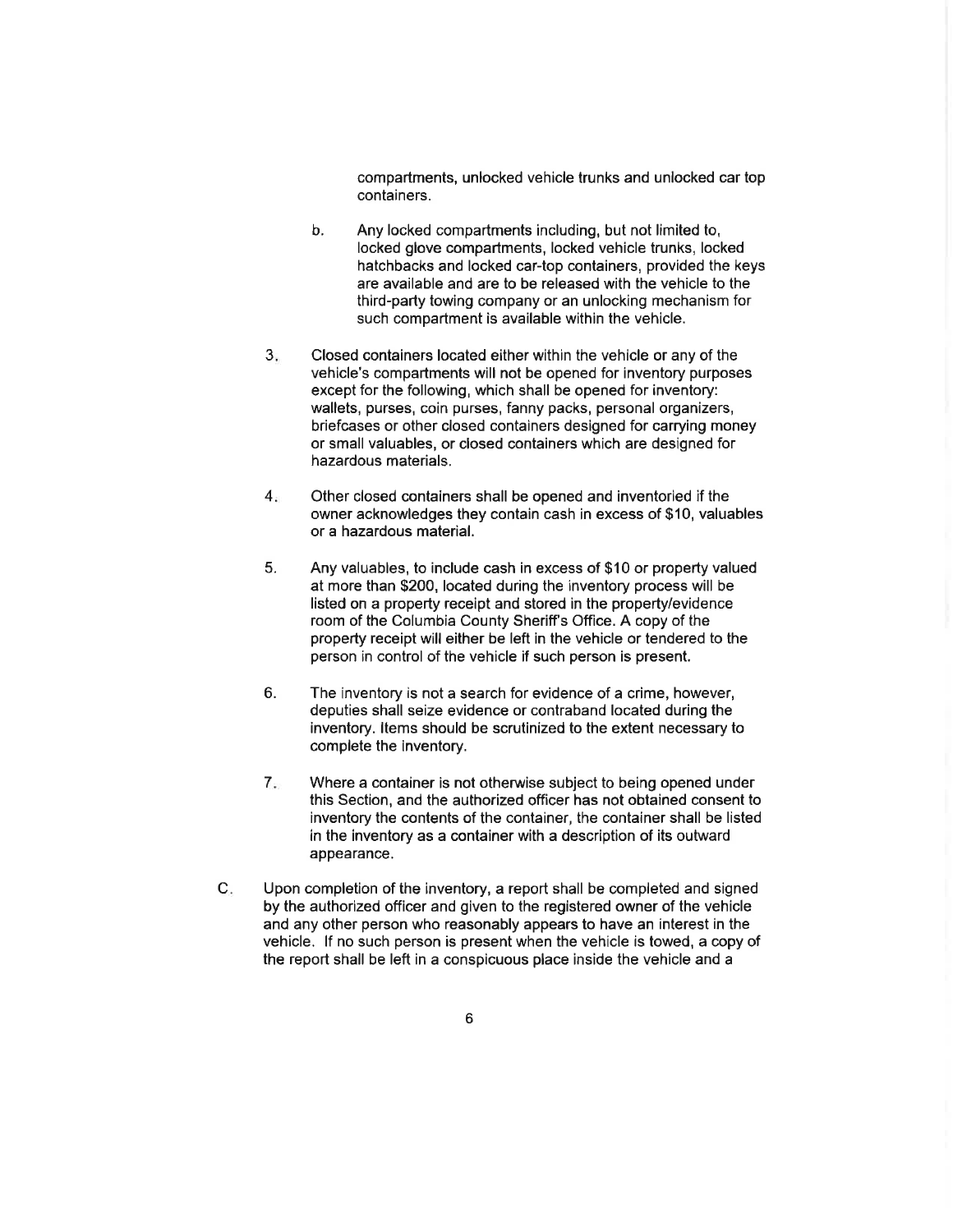compartments, unlocked vehicle trunks and unlocked car top containers.

b. Any locked compartments including, but not limited to, locked glove compartments, locked vehicle trunks, locked hatchbacks and locked car-top containers, provided the keys are available and are to be released with the vehicle to the third-party towing company or an unlocking mechanism for such compartment is available within the vehicle.

3. Closed containers located either within the vehicle or any of the vehicle's compartments will not be opened for inventory purposes except for the following, which shall be opened for inventory: wallets, purses, coin purses, fanny packs, personal organizers, briefcases or other closed containers designed for carrying money or small valuables, or closed containers which are designed for hazardous materials.

4. Other closed containers shall be opened and inventoried if the owner acknowledges they contain cash in excess of $10, valuables or a hazardous material.

5. Any valuables, to include cash in excess of $10 or property valued at more than $200, located during the inventory process will be listed on a property receipt and stored in the property/evidence room of the Columbia County Sheriff's Office. A copy of the property receipt will either be left in the vehicle or tendered to the person in control of the vehicle if such person is present.

6. The inventory is not a search for evidence of a crime, however, deputies shall seize evidence or contraband located during the inventory. Items should be scrutinized to the extent necessary to complete the inventory.

7. Where a container is not otherwise subject to being opened under this Section, and the authorized officer has not obtained consent to inventory the contents of the container, the container shall be listed in the inventory as a container with a description of its outward appearance.

C. Upon completion of the inventory, a report shall be completed and signed by the authorized officer and given to the registered owner of the vehicle and any other person who reasonably appears to have an interest in the vehicle. If no such person is present when the vehicle is towed, a copy of the report shall be left in a conspicuous place inside the vehicle and a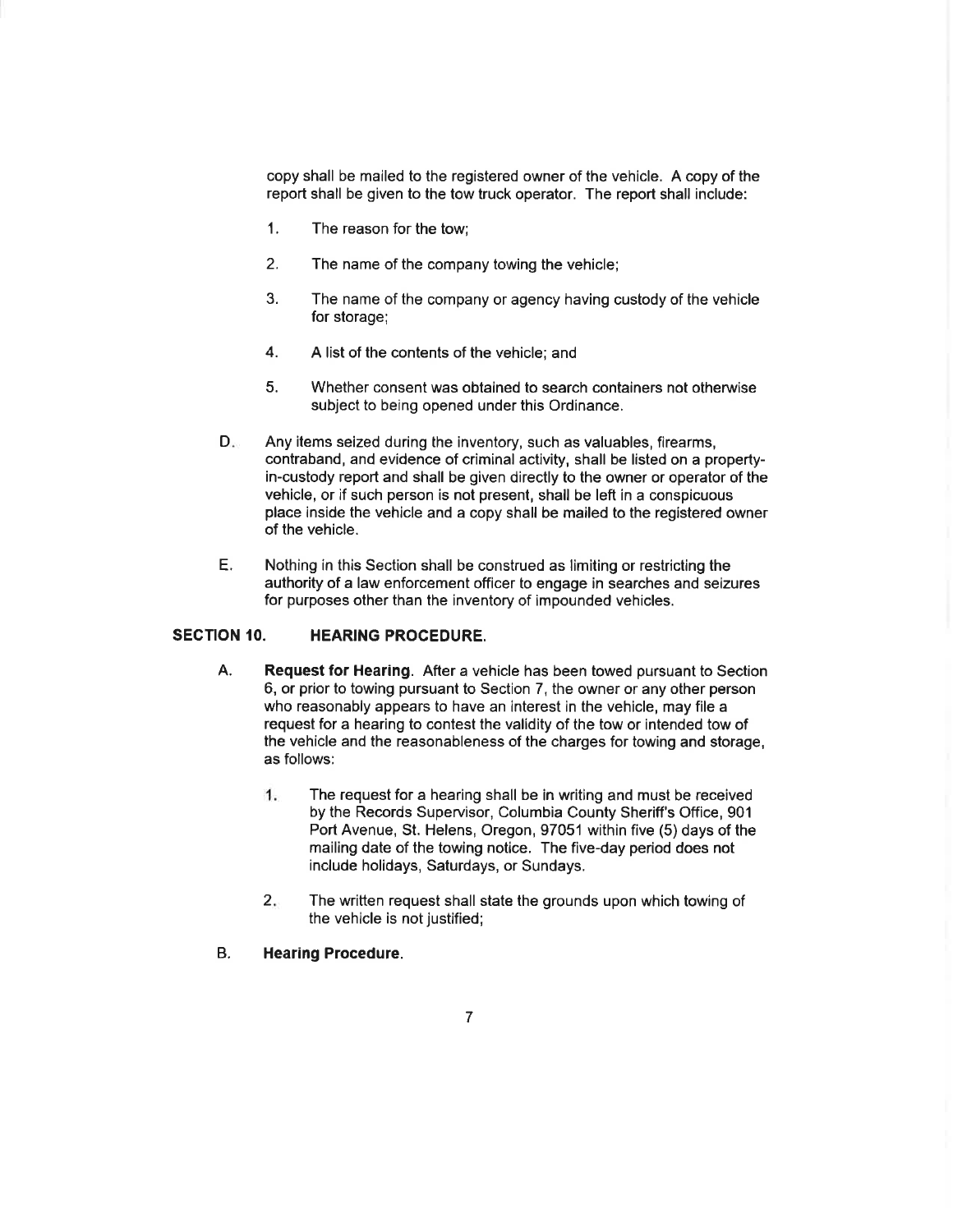copy shall be mailed to the registered owner of the vehicle. A copy of the report shall be given to the tow truck operator. The report shall include:

1. The reason for the tow;
2. The name of the company towing the vehicle;
3. The name of the company or agency having custody of the vehicle for storage;
4. A list of the contents of the vehicle; and
5. Whether consent was obtained to search containers not otherwise subject to being opened under this Ordinance.

D. Any items seized during the inventory, such as valuables, firearms, contraband, and evidence of criminal activity, shall be listed on a property-in-custody report and shall be given directly to the owner or operator of the vehicle, or if such person is not present, shall be left in a conspicuous place inside the vehicle and a copy shall be mailed to the registered owner of the vehicle.

E. Nothing in this Section shall be construed as limiting or restricting the authority of a law enforcement officer to engage in searches and seizures for purposes other than the inventory of impounded vehicles.

## SECTION 10. HEARING PROCEDURE.

A. **Request for Hearing**. After a vehicle has been towed pursuant to Section 6, or prior to towing pursuant to Section 7, the owner or any other person who reasonably appears to have an interest in the vehicle, may file a request for a hearing to contest the validity of the tow or intended tow of the vehicle and the reasonableness of the charges for towing and storage, as follows:

1. The request for a hearing shall be in writing and must be received by the Records Supervisor, Columbia County Sheriff's Office, 901 Port Avenue, St. Helens, Oregon, 97051 within five (5) days of the mailing date of the towing notice. The five-day period does not include holidays, Saturdays, or Sundays.
2. The written request shall state the grounds upon which towing of the vehicle is not justified;

B. **Hearing Procedure**.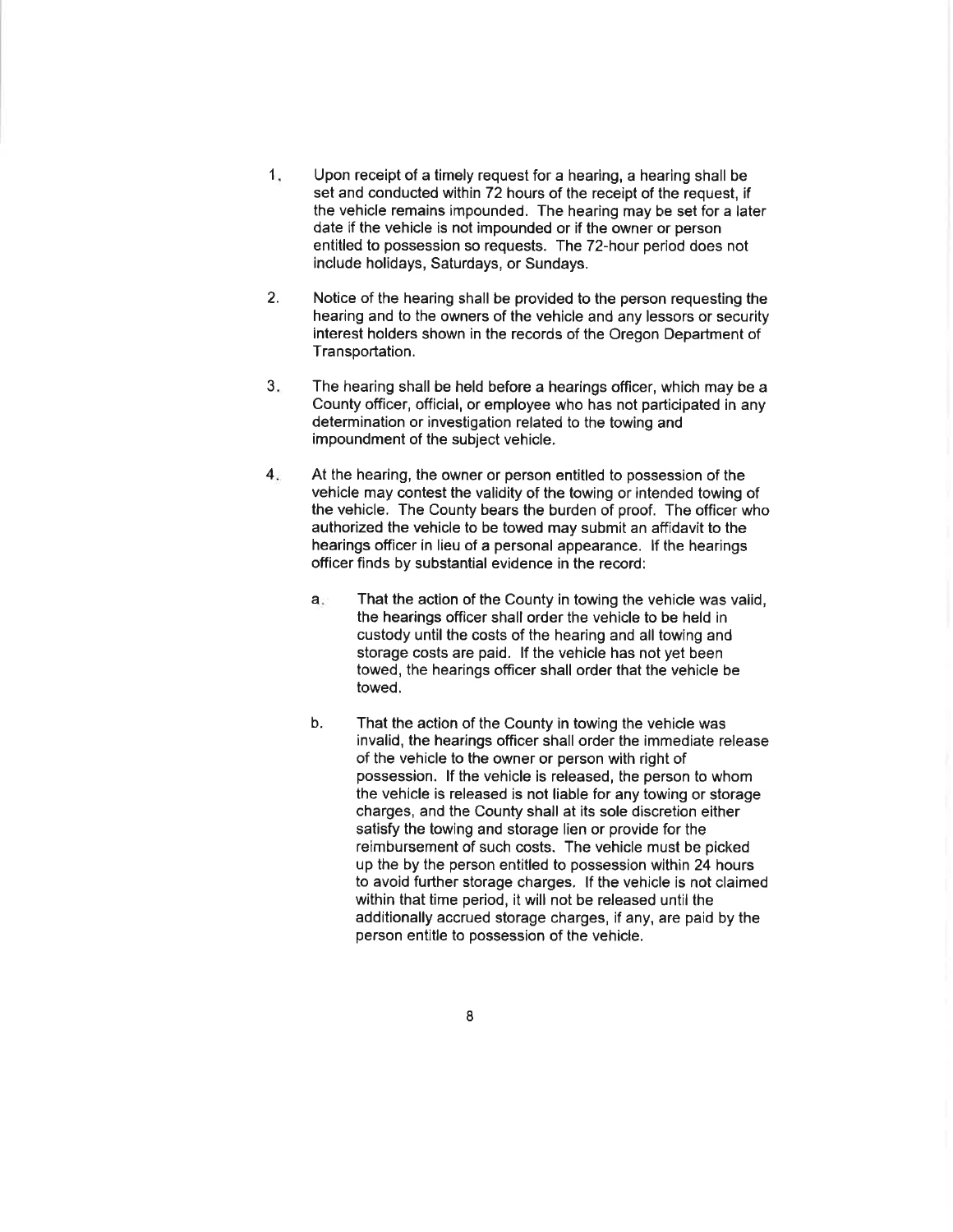1. Upon receipt of a timely request for a hearing, a hearing shall be set and conducted within 72 hours of the receipt of the request, if the vehicle remains impounded. The hearing may be set for a later date if the vehicle is not impounded or if the owner or person entitled to possession so requests. The 72-hour period does not include holidays, Saturdays, or Sundays.

2. Notice of the hearing shall be provided to the person requesting the hearing and to the owners of the vehicle and any lessors or security interest holders shown in the records of the Oregon Department of Transportation.

3. The hearing shall be held before a hearings officer, which may be a County officer, official, or employee who has not participated in any determination or investigation related to the towing and impoundment of the subject vehicle.

4. At the hearing, the owner or person entitled to possession of the vehicle may contest the validity of the towing or intended towing of the vehicle. The County bears the burden of proof. The officer who authorized the vehicle to be towed may submit an affidavit to the hearings officer in lieu of a personal appearance. If the hearings officer finds by substantial evidence in the record:

   a. That the action of the County in towing the vehicle was valid, the hearings officer shall order the vehicle to be held in custody until the costs of the hearing and all towing and storage costs are paid. If the vehicle has not yet been towed, the hearings officer shall order that the vehicle be towed.

   b. That the action of the County in towing the vehicle was invalid, the hearings officer shall order the immediate release of the vehicle to the owner or person with right of possession. If the vehicle is released, the person to whom the vehicle is released is not liable for any towing or storage charges, and the County shall at its sole discretion either satisfy the towing and storage lien or provide for the reimbursement of such costs. The vehicle must be picked up the by the person entitled to possession within 24 hours to avoid further storage charges. If the vehicle is not claimed within that time period, it will not be released until the additionally accrued storage charges, if any, are paid by the person entitle to possession of the vehicle.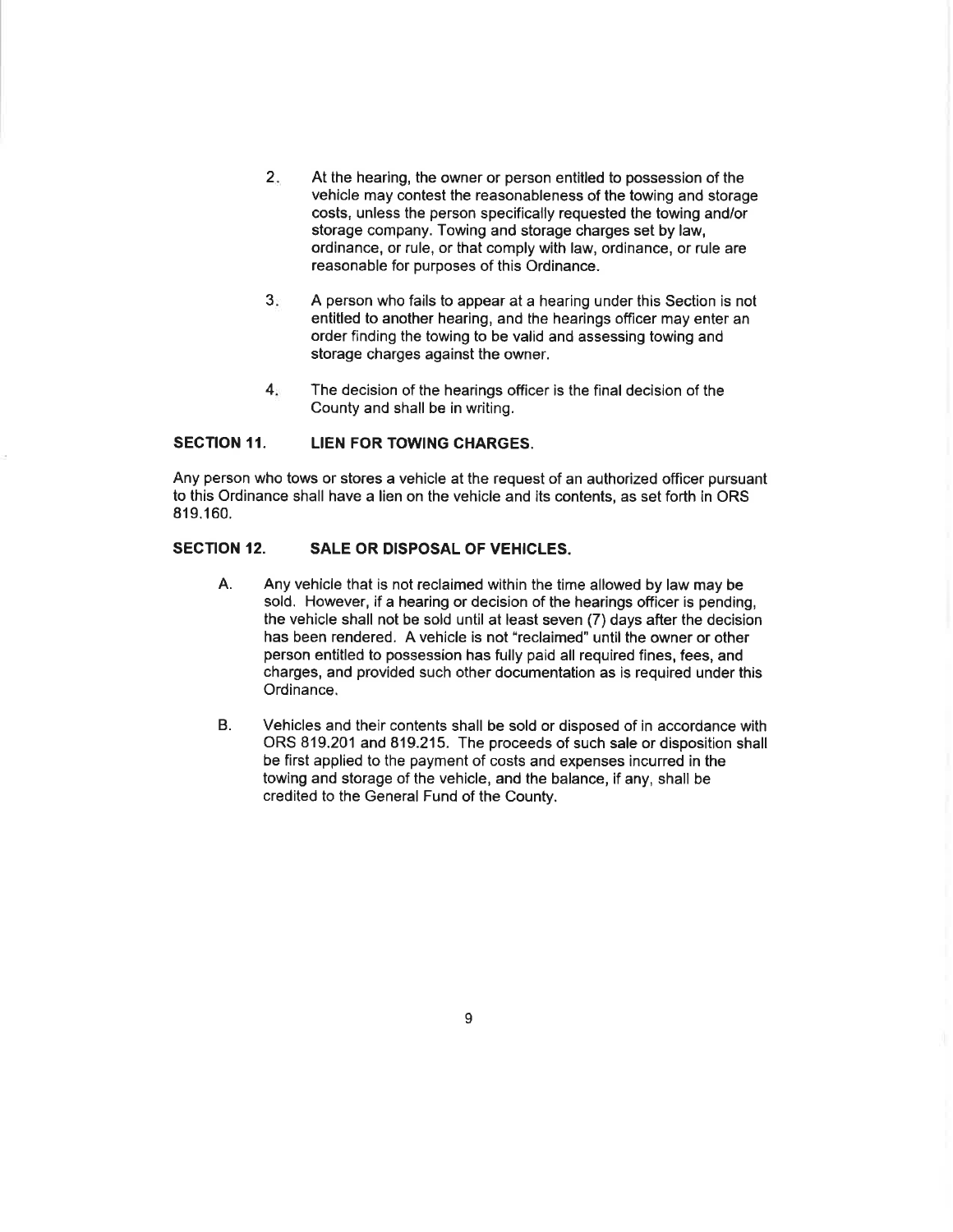2. At the hearing, the owner or person entitled to possession of the vehicle may contest the reasonableness of the towing and storage costs, unless the person specifically requested the towing and/or storage company. Towing and storage charges set by law, ordinance, or rule, or that comply with law, ordinance, or rule are reasonable for purposes of this Ordinance.

3. A person who fails to appear at a hearing under this Section is not entitled to another hearing, and the hearings officer may enter an order finding the towing to be valid and assessing towing and storage charges against the owner.

4. The decision of the hearings officer is the final decision of the County and shall be in writing.

## SECTION 11. LIEN FOR TOWING CHARGES.

Any person who tows or stores a vehicle at the request of an authorized officer pursuant to this Ordinance shall have a lien on the vehicle and its contents, as set forth in ORS 819.160.

## SECTION 12. SALE OR DISPOSAL OF VEHICLES.

A. Any vehicle that is not reclaimed within the time allowed by law may be sold. However, if a hearing or decision of the hearings officer is pending, the vehicle shall not be sold until at least seven (7) days after the decision has been rendered. A vehicle is not "reclaimed" until the owner or other person entitled to possession has fully paid all required fines, fees, and charges, and provided such other documentation as is required under this Ordinance.

B. Vehicles and their contents shall be sold or disposed of in accordance with ORS 819.201 and 819.215. The proceeds of such sale or disposition shall be first applied to the payment of costs and expenses incurred in the towing and storage of the vehicle, and the balance, if any, shall be credited to the General Fund of the County.